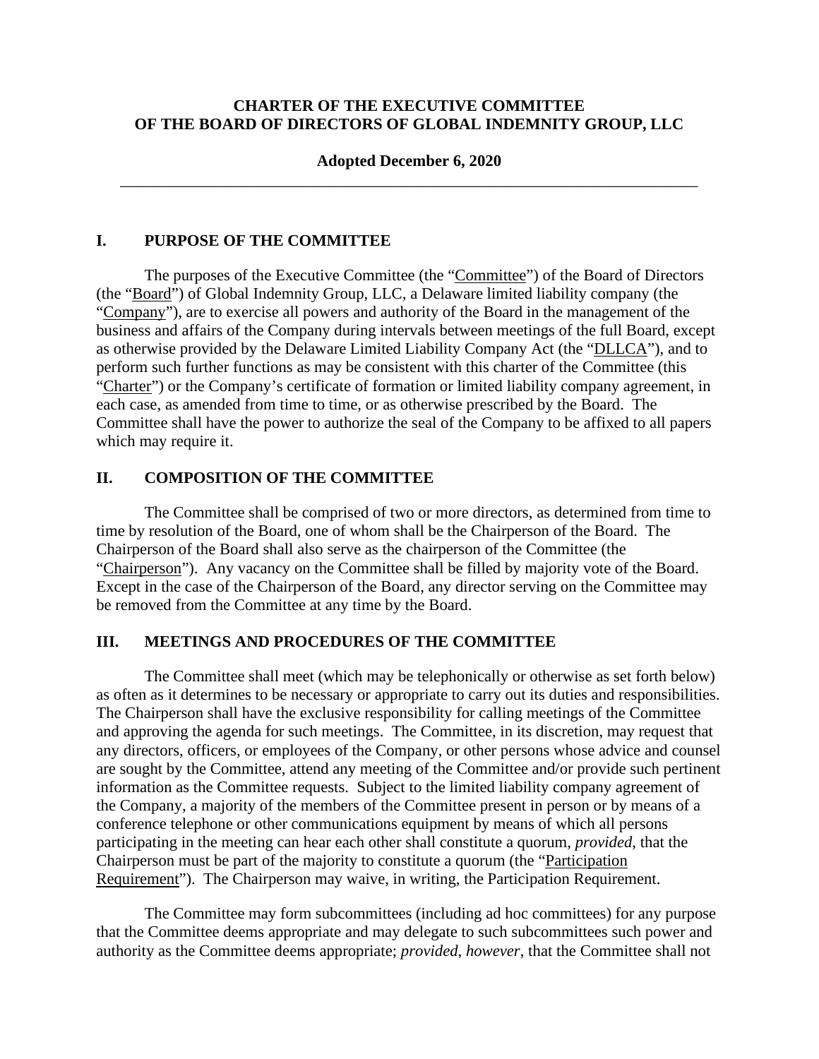# CHARTER OF THE EXECUTIVE COMMITTEE OF THE BOARD OF DIRECTORS OF GLOBAL INDEMNITY GROUP, LLC

**Adopted December 6, 2020**

---

## I. PURPOSE OF THE COMMITTEE

The purposes of the Executive Committee (the "Committee") of the Board of Directors (the "Board") of Global Indemnity Group, LLC, a Delaware limited liability company (the "Company"), are to exercise all powers and authority of the Board in the management of the business and affairs of the Company during intervals between meetings of the full Board, except as otherwise provided by the Delaware Limited Liability Company Act (the "DLLCA"), and to perform such further functions as may be consistent with this charter of the Committee (this "Charter") or the Company's certificate of formation or limited liability company agreement, in each case, as amended from time to time, or as otherwise prescribed by the Board. The Committee shall have the power to authorize the seal of the Company to be affixed to all papers which may require it.

## II. COMPOSITION OF THE COMMITTEE

The Committee shall be comprised of two or more directors, as determined from time to time by resolution of the Board, one of whom shall be the Chairperson of the Board. The Chairperson of the Board shall also serve as the chairperson of the Committee (the "Chairperson"). Any vacancy on the Committee shall be filled by majority vote of the Board. Except in the case of the Chairperson of the Board, any director serving on the Committee may be removed from the Committee at any time by the Board.

## III. MEETINGS AND PROCEDURES OF THE COMMITTEE

The Committee shall meet (which may be telephonically or otherwise as set forth below) as often as it determines to be necessary or appropriate to carry out its duties and responsibilities. The Chairperson shall have the exclusive responsibility for calling meetings of the Committee and approving the agenda for such meetings. The Committee, in its discretion, may request that any directors, officers, or employees of the Company, or other persons whose advice and counsel are sought by the Committee, attend any meeting of the Committee and/or provide such pertinent information as the Committee requests. Subject to the limited liability company agreement of the Company, a majority of the members of the Committee present in person or by means of a conference telephone or other communications equipment by means of which all persons participating in the meeting can hear each other shall constitute a quorum, *provided*, that the Chairperson must be part of the majority to constitute a quorum (the "Participation Requirement"). The Chairperson may waive, in writing, the Participation Requirement.

The Committee may form subcommittees (including ad hoc committees) for any purpose that the Committee deems appropriate and may delegate to such subcommittees such power and authority as the Committee deems appropriate; *provided*, *however*, that the Committee shall not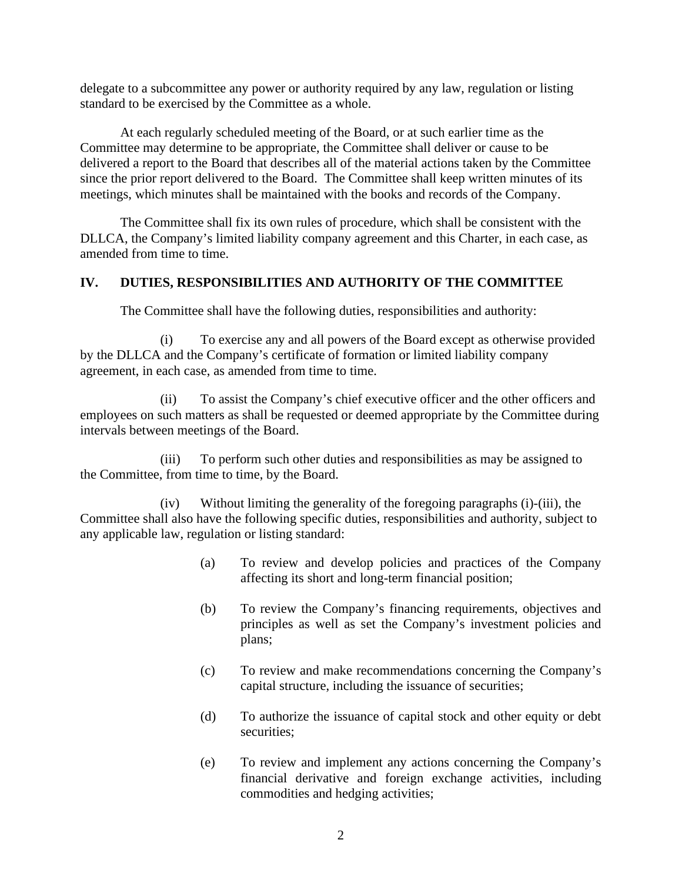delegate to a subcommittee any power or authority required by any law, regulation or listing standard to be exercised by the Committee as a whole.

At each regularly scheduled meeting of the Board, or at such earlier time as the Committee may determine to be appropriate, the Committee shall deliver or cause to be delivered a report to the Board that describes all of the material actions taken by the Committee since the prior report delivered to the Board. The Committee shall keep written minutes of its meetings, which minutes shall be maintained with the books and records of the Company.

The Committee shall fix its own rules of procedure, which shall be consistent with the DLLCA, the Company's limited liability company agreement and this Charter, in each case, as amended from time to time.

## IV. DUTIES, RESPONSIBILITIES AND AUTHORITY OF THE COMMITTEE

The Committee shall have the following duties, responsibilities and authority:

(i) To exercise any and all powers of the Board except as otherwise provided by the DLLCA and the Company's certificate of formation or limited liability company agreement, in each case, as amended from time to time.

(ii) To assist the Company's chief executive officer and the other officers and employees on such matters as shall be requested or deemed appropriate by the Committee during intervals between meetings of the Board.

(iii) To perform such other duties and responsibilities as may be assigned to the Committee, from time to time, by the Board.

(iv) Without limiting the generality of the foregoing paragraphs (i)-(iii), the Committee shall also have the following specific duties, responsibilities and authority, subject to any applicable law, regulation or listing standard:

(a) To review and develop policies and practices of the Company affecting its short and long-term financial position;

(b) To review the Company's financing requirements, objectives and principles as well as set the Company's investment policies and plans;

(c) To review and make recommendations concerning the Company's capital structure, including the issuance of securities;

(d) To authorize the issuance of capital stock and other equity or debt securities;

(e) To review and implement any actions concerning the Company's financial derivative and foreign exchange activities, including commodities and hedging activities;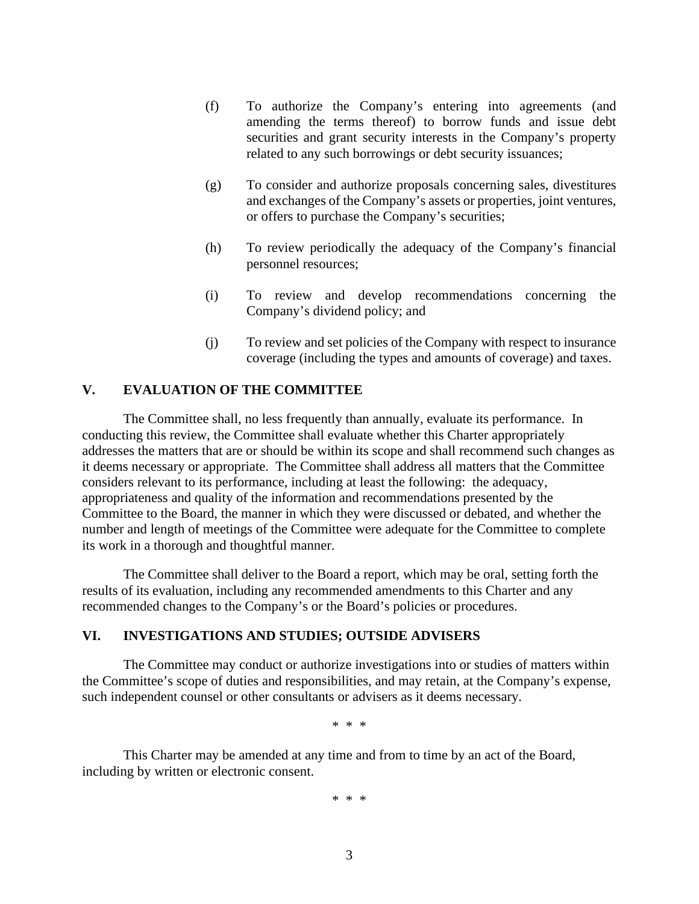(f) To authorize the Company's entering into agreements (and amending the terms thereof) to borrow funds and issue debt securities and grant security interests in the Company's property related to any such borrowings or debt security issuances;

(g) To consider and authorize proposals concerning sales, divestitures and exchanges of the Company's assets or properties, joint ventures, or offers to purchase the Company's securities;

(h) To review periodically the adequacy of the Company's financial personnel resources;

(i) To review and develop recommendations concerning the Company's dividend policy; and

(j) To review and set policies of the Company with respect to insurance coverage (including the types and amounts of coverage) and taxes.

## V. EVALUATION OF THE COMMITTEE

The Committee shall, no less frequently than annually, evaluate its performance. In conducting this review, the Committee shall evaluate whether this Charter appropriately addresses the matters that are or should be within its scope and shall recommend such changes as it deems necessary or appropriate. The Committee shall address all matters that the Committee considers relevant to its performance, including at least the following: the adequacy, appropriateness and quality of the information and recommendations presented by the Committee to the Board, the manner in which they were discussed or debated, and whether the number and length of meetings of the Committee were adequate for the Committee to complete its work in a thorough and thoughtful manner.

The Committee shall deliver to the Board a report, which may be oral, setting forth the results of its evaluation, including any recommended amendments to this Charter and any recommended changes to the Company's or the Board's policies or procedures.

## VI. INVESTIGATIONS AND STUDIES; OUTSIDE ADVISERS

The Committee may conduct or authorize investigations into or studies of matters within the Committee's scope of duties and responsibilities, and may retain, at the Company's expense, such independent counsel or other consultants or advisers as it deems necessary.

* * *

This Charter may be amended at any time and from to time by an act of the Board, including by written or electronic consent.

* * *